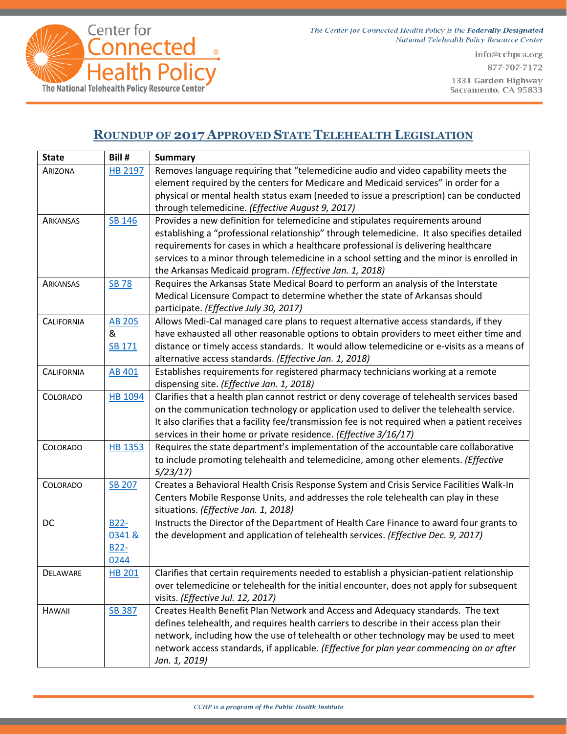Center for Connected Health Policy

The National Telehealth Policy Resource Center

*The Center for Connected Health Policy is the **Federally Designated** National Telehealth Policy Resource Center*

info@cchpca.org
877-707-7172
1331 Garden Highway
Sacramento, CA 95833

## ROUNDUP OF 2017 APPROVED STATE TELEHEALTH LEGISLATION

| State | Bill # | Summary |
|---|---|---|
| ARIZONA | HB 2197 | Removes language requiring that "telemedicine audio and video capability meets the element required by the centers for Medicare and Medicaid services" in order for a physical or mental health status exam (needed to issue a prescription) can be conducted through telemedicine. *(Effective August 9, 2017)* |
| ARKANSAS | SB 146 | Provides a new definition for telemedicine and stipulates requirements around establishing a "professional relationship" through telemedicine. It also specifies detailed requirements for cases in which a healthcare professional is delivering healthcare services to a minor through telemedicine in a school setting and the minor is enrolled in the Arkansas Medicaid program. *(Effective Jan. 1, 2018)* |
| ARKANSAS | SB 78 | Requires the Arkansas State Medical Board to perform an analysis of the Interstate Medical Licensure Compact to determine whether the state of Arkansas should participate. *(Effective July 30, 2017)* |
| CALIFORNIA | AB 205 & SB 171 | Allows Medi-Cal managed care plans to request alternative access standards, if they have exhausted all other reasonable options to obtain providers to meet either time and distance or timely access standards. It would allow telemedicine or e-visits as a means of alternative access standards. *(Effective Jan. 1, 2018)* |
| CALIFORNIA | AB 401 | Establishes requirements for registered pharmacy technicians working at a remote dispensing site. *(Effective Jan. 1, 2018)* |
| COLORADO | HB 1094 | Clarifies that a health plan cannot restrict or deny coverage of telehealth services based on the communication technology or application used to deliver the telehealth service. It also clarifies that a facility fee/transmission fee is not required when a patient receives services in their home or private residence. *(Effective 3/16/17)* |
| COLORADO | HB 1353 | Requires the state department's implementation of the accountable care collaborative to include promoting telehealth and telemedicine, among other elements. *(Effective 5/23/17)* |
| COLORADO | SB 207 | Creates a Behavioral Health Crisis Response System and Crisis Service Facilities Walk-In Centers Mobile Response Units, and addresses the role telehealth can play in these situations. *(Effective Jan. 1, 2018)* |
| DC | B22-0341 & B22-0244 | Instructs the Director of the Department of Health Care Finance to award four grants to the development and application of telehealth services. *(Effective Dec. 9, 2017)* |
| DELAWARE | HB 201 | Clarifies that certain requirements needed to establish a physician-patient relationship over telemedicine or telehealth for the initial encounter, does not apply for subsequent visits. *(Effective Jul. 12, 2017)* |
| HAWAII | SB 387 | Creates Health Benefit Plan Network and Access and Adequacy standards. The text defines telehealth, and requires health carriers to describe in their access plan their network, including how the use of telehealth or other technology may be used to meet network access standards, if applicable. *(Effective for plan year commencing on or after Jan. 1, 2019)* |

*CCHP is a program of the Public Health Institute*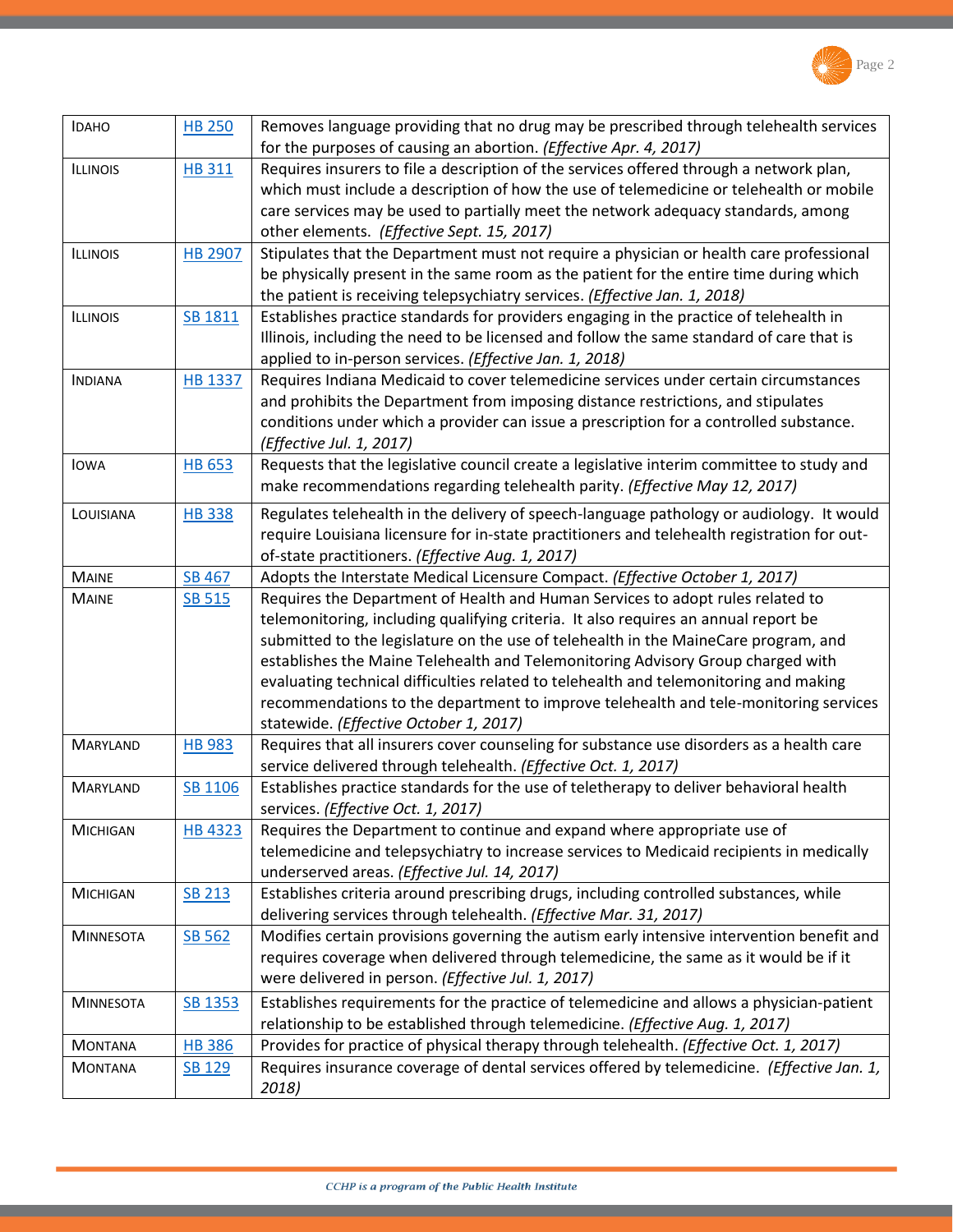| State | Bill | Description |
|---|---|---|
| IDAHO | HB 250 | Removes language providing that no drug may be prescribed through telehealth services for the purposes of causing an abortion. *(Effective Apr. 4, 2017)* |
| ILLINOIS | HB 311 | Requires insurers to file a description of the services offered through a network plan, which must include a description of how the use of telemedicine or telehealth or mobile care services may be used to partially meet the network adequacy standards, among other elements. *(Effective Sept. 15, 2017)* |
| ILLINOIS | HB 2907 | Stipulates that the Department must not require a physician or health care professional be physically present in the same room as the patient for the entire time during which the patient is receiving telepsychiatry services. *(Effective Jan. 1, 2018)* |
| ILLINOIS | SB 1811 | Establishes practice standards for providers engaging in the practice of telehealth in Illinois, including the need to be licensed and follow the same standard of care that is applied to in-person services. *(Effective Jan. 1, 2018)* |
| INDIANA | HB 1337 | Requires Indiana Medicaid to cover telemedicine services under certain circumstances and prohibits the Department from imposing distance restrictions, and stipulates conditions under which a provider can issue a prescription for a controlled substance. *(Effective Jul. 1, 2017)* |
| IOWA | HB 653 | Requests that the legislative council create a legislative interim committee to study and make recommendations regarding telehealth parity. *(Effective May 12, 2017)* |
| LOUISIANA | HB 338 | Regulates telehealth in the delivery of speech-language pathology or audiology. It would require Louisiana licensure for in-state practitioners and telehealth registration for out-of-state practitioners. *(Effective Aug. 1, 2017)* |
| MAINE | SB 467 | Adopts the Interstate Medical Licensure Compact. *(Effective October 1, 2017)* |
| MAINE | SB 515 | Requires the Department of Health and Human Services to adopt rules related to telemonitoring, including qualifying criteria. It also requires an annual report be submitted to the legislature on the use of telehealth in the MaineCare program, and establishes the Maine Telehealth and Telemonitoring Advisory Group charged with evaluating technical difficulties related to telehealth and telemonitoring and making recommendations to the department to improve telehealth and tele-monitoring services statewide. *(Effective October 1, 2017)* |
| MARYLAND | HB 983 | Requires that all insurers cover counseling for substance use disorders as a health care service delivered through telehealth. *(Effective Oct. 1, 2017)* |
| MARYLAND | SB 1106 | Establishes practice standards for the use of teletherapy to deliver behavioral health services. *(Effective Oct. 1, 2017)* |
| MICHIGAN | HB 4323 | Requires the Department to continue and expand where appropriate use of telemedicine and telepsychiatry to increase services to Medicaid recipients in medically underserved areas. *(Effective Jul. 14, 2017)* |
| MICHIGAN | SB 213 | Establishes criteria around prescribing drugs, including controlled substances, while delivering services through telehealth. *(Effective Mar. 31, 2017)* |
| MINNESOTA | SB 562 | Modifies certain provisions governing the autism early intensive intervention benefit and requires coverage when delivered through telemedicine, the same as it would be if it were delivered in person. *(Effective Jul. 1, 2017)* |
| MINNESOTA | SB 1353 | Establishes requirements for the practice of telemedicine and allows a physician-patient relationship to be established through telemedicine. *(Effective Aug. 1, 2017)* |
| MONTANA | HB 386 | Provides for practice of physical therapy through telehealth. *(Effective Oct. 1, 2017)* |
| MONTANA | SB 129 | Requires insurance coverage of dental services offered by telemedicine. *(Effective Jan. 1, 2018)* |

CCHP is a program of the Public Health Institute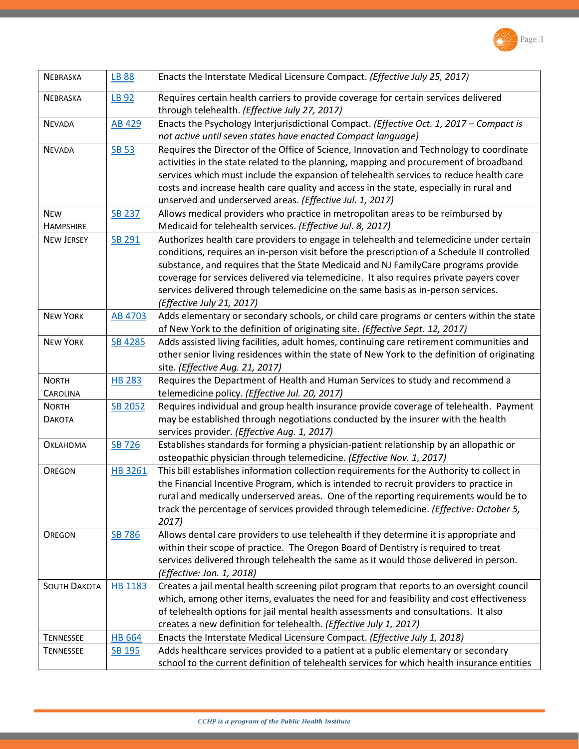| | | |
|---|---|---|
| NEBRASKA | LB 88 | Enacts the Interstate Medical Licensure Compact. *(Effective July 25, 2017)* |
| NEBRASKA | LB 92 | Requires certain health carriers to provide coverage for certain services delivered through telehealth. *(Effective July 27, 2017)* |
| NEVADA | AB 429 | Enacts the Psychology Interjurisdictional Compact. *(Effective Oct. 1, 2017 – Compact is not active until seven states have enacted Compact language)* |
| NEVADA | SB 53 | Requires the Director of the Office of Science, Innovation and Technology to coordinate activities in the state related to the planning, mapping and procurement of broadband services which must include the expansion of telehealth services to reduce health care costs and increase health care quality and access in the state, especially in rural and unserved and underserved areas. *(Effective Jul. 1, 2017)* |
| NEW HAMPSHIRE | SB 237 | Allows medical providers who practice in metropolitan areas to be reimbursed by Medicaid for telehealth services. *(Effective Jul. 8, 2017)* |
| NEW JERSEY | SB 291 | Authorizes health care providers to engage in telehealth and telemedicine under certain conditions, requires an in-person visit before the prescription of a Schedule II controlled substance, and requires that the State Medicaid and NJ FamilyCare programs provide coverage for services delivered via telemedicine. It also requires private payers cover services delivered through telemedicine on the same basis as in-person services. *(Effective July 21, 2017)* |
| NEW YORK | AB 4703 | Adds elementary or secondary schools, or child care programs or centers within the state of New York to the definition of originating site. *(Effective Sept. 12, 2017)* |
| NEW YORK | SB 4285 | Adds assisted living facilities, adult homes, continuing care retirement communities and other senior living residences within the state of New York to the definition of originating site. *(Effective Aug. 21, 2017)* |
| NORTH CAROLINA | HB 283 | Requires the Department of Health and Human Services to study and recommend a telemedicine policy. *(Effective Jul. 20, 2017)* |
| NORTH DAKOTA | SB 2052 | Requires individual and group health insurance provide coverage of telehealth. Payment may be established through negotiations conducted by the insurer with the health services provider. *(Effective Aug. 1, 2017)* |
| OKLAHOMA | SB 726 | Establishes standards for forming a physician-patient relationship by an allopathic or osteopathic physician through telemedicine. *(Effective Nov. 1, 2017)* |
| OREGON | HB 3261 | This bill establishes information collection requirements for the Authority to collect in the Financial Incentive Program, which is intended to recruit providers to practice in rural and medically underserved areas. One of the reporting requirements would be to track the percentage of services provided through telemedicine. *(Effective: October 5, 2017)* |
| OREGON | SB 786 | Allows dental care providers to use telehealth if they determine it is appropriate and within their scope of practice. The Oregon Board of Dentistry is required to treat services delivered through telehealth the same as it would those delivered in person. *(Effective: Jan. 1, 2018)* |
| SOUTH DAKOTA | HB 1183 | Creates a jail mental health screening pilot program that reports to an oversight council which, among other items, evaluates the need for and feasibility and cost effectiveness of telehealth options for jail mental health assessments and consultations. It also creates a new definition for telehealth. *(Effective July 1, 2017)* |
| TENNESSEE | HB 664 | Enacts the Interstate Medical Licensure Compact. *(Effective July 1, 2018)* |
| TENNESSEE | SB 195 | Adds healthcare services provided to a patient at a public elementary or secondary school to the current definition of telehealth services for which health insurance entities |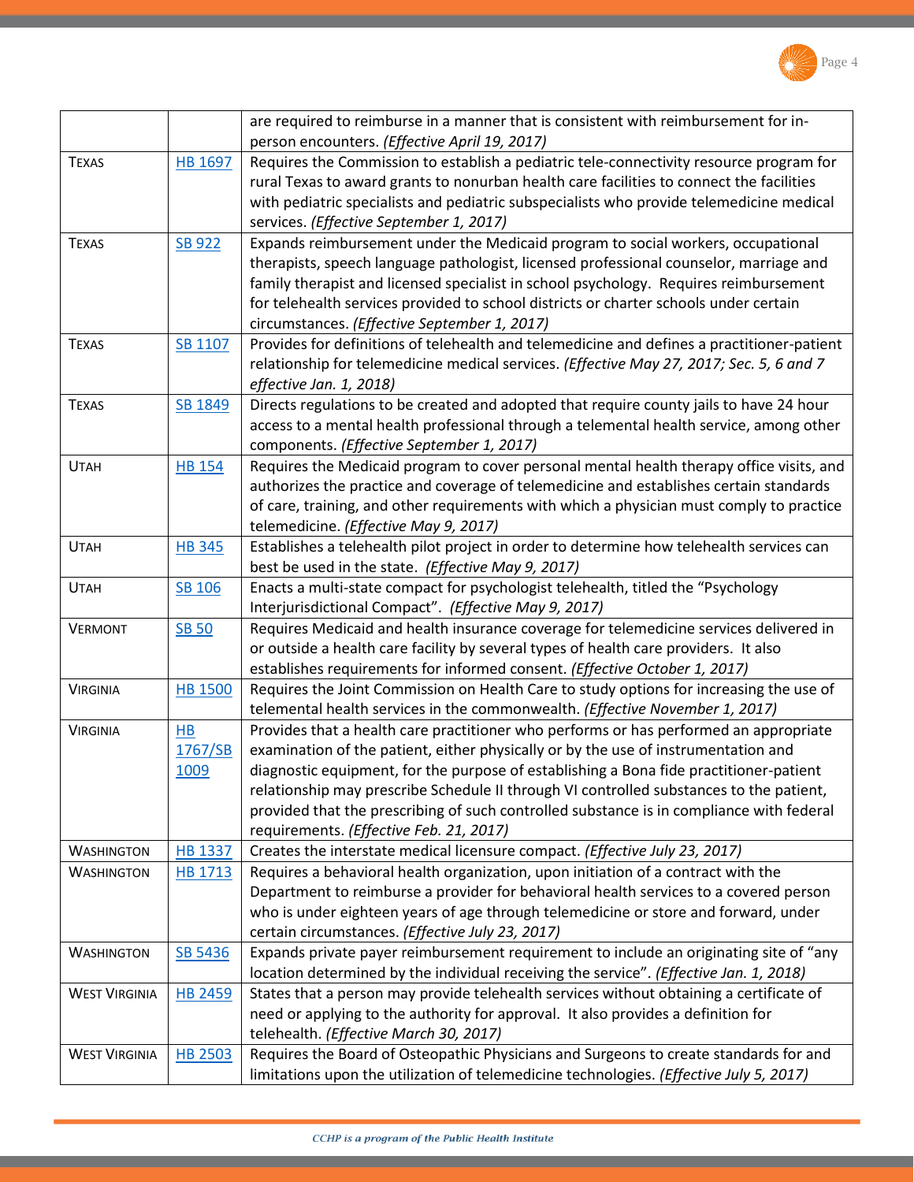| | | |
|---|---|---|
| | | are required to reimburse in a manner that is consistent with reimbursement for in-person encounters. *(Effective April 19, 2017)* |
| TEXAS | HB 1697 | Requires the Commission to establish a pediatric tele-connectivity resource program for rural Texas to award grants to nonurban health care facilities to connect the facilities with pediatric specialists and pediatric subspecialists who provide telemedicine medical services. *(Effective September 1, 2017)* |
| TEXAS | SB 922 | Expands reimbursement under the Medicaid program to social workers, occupational therapists, speech language pathologist, licensed professional counselor, marriage and family therapist and licensed specialist in school psychology. Requires reimbursement for telehealth services provided to school districts or charter schools under certain circumstances. *(Effective September 1, 2017)* |
| TEXAS | SB 1107 | Provides for definitions of telehealth and telemedicine and defines a practitioner-patient relationship for telemedicine medical services. *(Effective May 27, 2017; Sec. 5, 6 and 7 effective Jan. 1, 2018)* |
| TEXAS | SB 1849 | Directs regulations to be created and adopted that require county jails to have 24 hour access to a mental health professional through a telemental health service, among other components. *(Effective September 1, 2017)* |
| UTAH | HB 154 | Requires the Medicaid program to cover personal mental health therapy office visits, and authorizes the practice and coverage of telemedicine and establishes certain standards of care, training, and other requirements with which a physician must comply to practice telemedicine. *(Effective May 9, 2017)* |
| UTAH | HB 345 | Establishes a telehealth pilot project in order to determine how telehealth services can best be used in the state. *(Effective May 9, 2017)* |
| UTAH | SB 106 | Enacts a multi-state compact for psychologist telehealth, titled the "Psychology Interjurisdictional Compact". *(Effective May 9, 2017)* |
| VERMONT | SB 50 | Requires Medicaid and health insurance coverage for telemedicine services delivered in or outside a health care facility by several types of health care providers. It also establishes requirements for informed consent. *(Effective October 1, 2017)* |
| VIRGINIA | HB 1500 | Requires the Joint Commission on Health Care to study options for increasing the use of telemental health services in the commonwealth. *(Effective November 1, 2017)* |
| VIRGINIA | HB 1767/SB 1009 | Provides that a health care practitioner who performs or has performed an appropriate examination of the patient, either physically or by the use of instrumentation and diagnostic equipment, for the purpose of establishing a Bona fide practitioner-patient relationship may prescribe Schedule II through VI controlled substances to the patient, provided that the prescribing of such controlled substance is in compliance with federal requirements. *(Effective Feb. 21, 2017)* |
| WASHINGTON | HB 1337 | Creates the interstate medical licensure compact. *(Effective July 23, 2017)* |
| WASHINGTON | HB 1713 | Requires a behavioral health organization, upon initiation of a contract with the Department to reimburse a provider for behavioral health services to a covered person who is under eighteen years of age through telemedicine or store and forward, under certain circumstances. *(Effective July 23, 2017)* |
| WASHINGTON | SB 5436 | Expands private payer reimbursement requirement to include an originating site of "any location determined by the individual receiving the service". *(Effective Jan. 1, 2018)* |
| WEST VIRGINIA | HB 2459 | States that a person may provide telehealth services without obtaining a certificate of need or applying to the authority for approval. It also provides a definition for telehealth. *(Effective March 30, 2017)* |
| WEST VIRGINIA | HB 2503 | Requires the Board of Osteopathic Physicians and Surgeons to create standards for and limitations upon the utilization of telemedicine technologies. *(Effective July 5, 2017)* |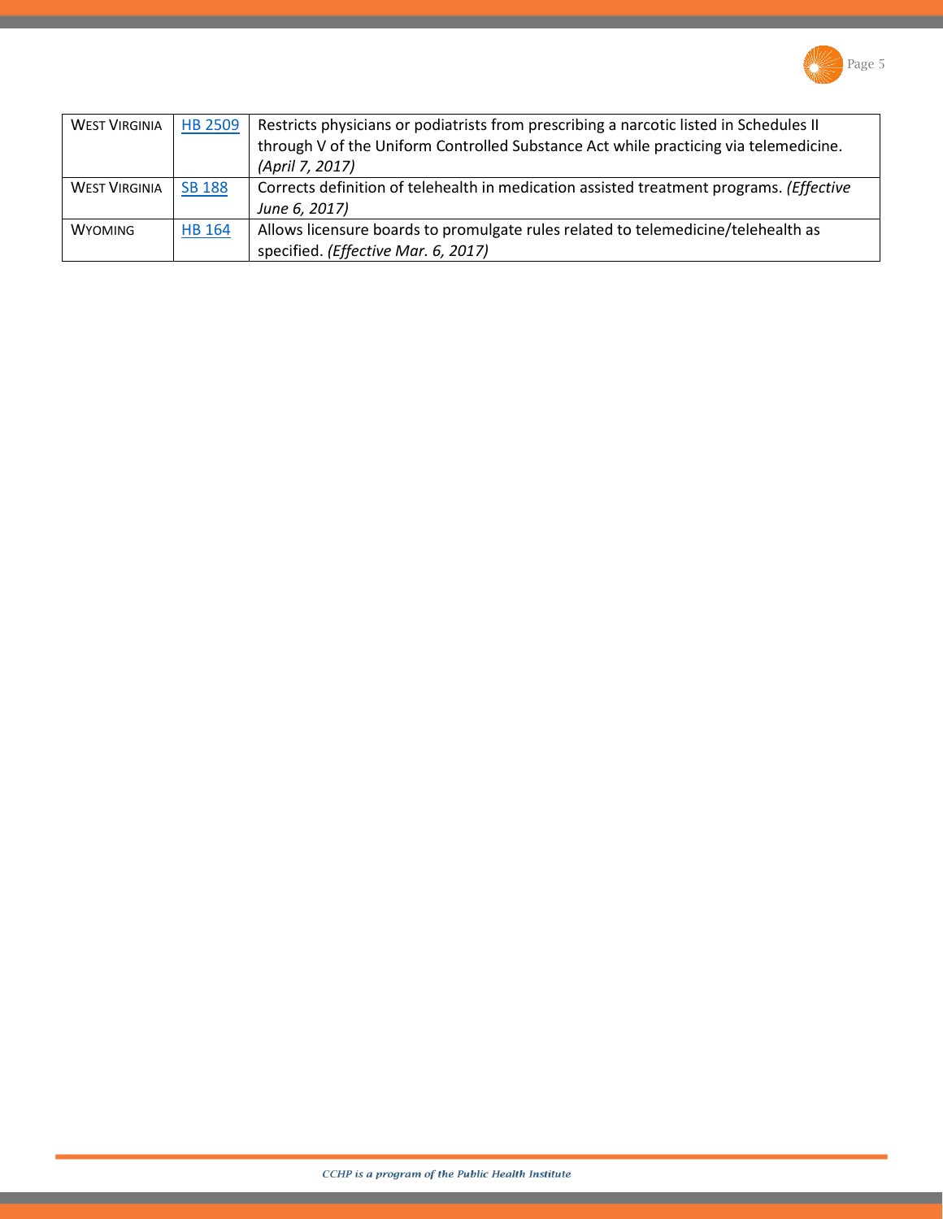| | | |
|---|---|---|
| WEST VIRGINIA | HB 2509 | Restricts physicians or podiatrists from prescribing a narcotic listed in Schedules II through V of the Uniform Controlled Substance Act while practicing via telemedicine. *(April 7, 2017)* |
| WEST VIRGINIA | SB 188 | Corrects definition of telehealth in medication assisted treatment programs. *(Effective June 6, 2017)* |
| WYOMING | HB 164 | Allows licensure boards to promulgate rules related to telemedicine/telehealth as specified. *(Effective Mar. 6, 2017)* |